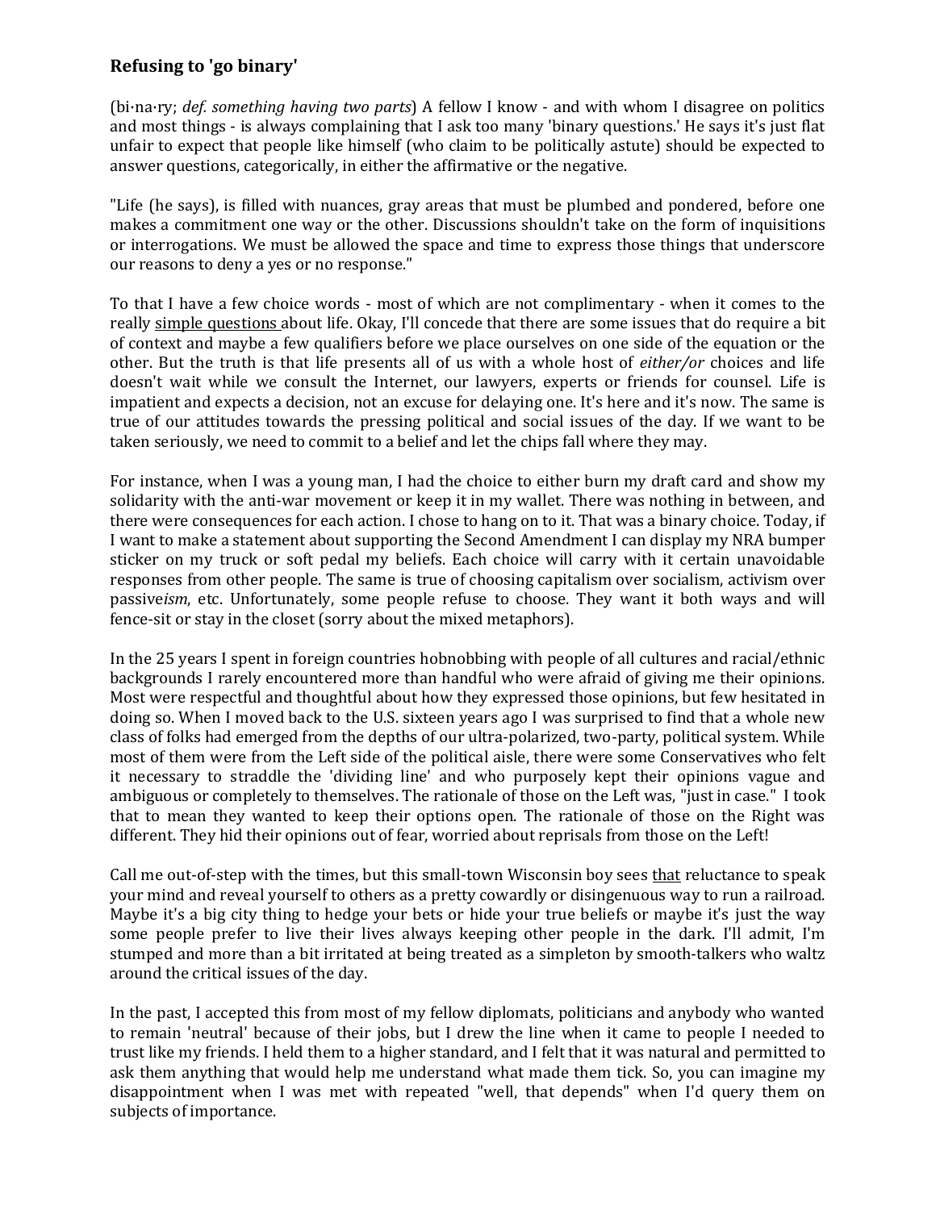## Refusing to 'go binary'

(bi·na·ry; *def. something having two parts*) A fellow I know - and with whom I disagree on politics and most things - is always complaining that I ask too many 'binary questions.' He says it's just flat unfair to expect that people like himself (who claim to be politically astute) should be expected to answer questions, categorically, in either the affirmative or the negative.

"Life (he says), is filled with nuances, gray areas that must be plumbed and pondered, before one makes a commitment one way or the other. Discussions shouldn't take on the form of inquisitions or interrogations. We must be allowed the space and time to express those things that underscore our reasons to deny a yes or no response."

To that I have a few choice words - most of which are not complimentary - when it comes to the really <u>simple questions</u> about life. Okay, I'll concede that there are some issues that do require a bit of context and maybe a few qualifiers before we place ourselves on one side of the equation or the other. But the truth is that life presents all of us with a whole host of *either/or* choices and life doesn't wait while we consult the Internet, our lawyers, experts or friends for counsel. Life is impatient and expects a decision, not an excuse for delaying one. It's here and it's now. The same is true of our attitudes towards the pressing political and social issues of the day. If we want to be taken seriously, we need to commit to a belief and let the chips fall where they may.

For instance, when I was a young man, I had the choice to either burn my draft card and show my solidarity with the anti-war movement or keep it in my wallet. There was nothing in between, and there were consequences for each action. I chose to hang on to it. That was a binary choice. Today, if I want to make a statement about supporting the Second Amendment I can display my NRA bumper sticker on my truck or soft pedal my beliefs. Each choice will carry with it certain unavoidable responses from other people. The same is true of choosing capitalism over socialism, activism over passive*ism*, etc. Unfortunately, some people refuse to choose. They want it both ways and will fence-sit or stay in the closet (sorry about the mixed metaphors).

In the 25 years I spent in foreign countries hobnobbing with people of all cultures and racial/ethnic backgrounds I rarely encountered more than handful who were afraid of giving me their opinions. Most were respectful and thoughtful about how they expressed those opinions, but few hesitated in doing so. When I moved back to the U.S. sixteen years ago I was surprised to find that a whole new class of folks had emerged from the depths of our ultra-polarized, two-party, political system. While most of them were from the Left side of the political aisle, there were some Conservatives who felt it necessary to straddle the 'dividing line' and who purposely kept their opinions vague and ambiguous or completely to themselves. The rationale of those on the Left was, "just in case." I took that to mean they wanted to keep their options open. The rationale of those on the Right was different. They hid their opinions out of fear, worried about reprisals from those on the Left!

Call me out-of-step with the times, but this small-town Wisconsin boy sees <u>that</u> reluctance to speak your mind and reveal yourself to others as a pretty cowardly or disingenuous way to run a railroad. Maybe it's a big city thing to hedge your bets or hide your true beliefs or maybe it's just the way some people prefer to live their lives always keeping other people in the dark. I'll admit, I'm stumped and more than a bit irritated at being treated as a simpleton by smooth-talkers who waltz around the critical issues of the day.

In the past, I accepted this from most of my fellow diplomats, politicians and anybody who wanted to remain 'neutral' because of their jobs, but I drew the line when it came to people I needed to trust like my friends. I held them to a higher standard, and I felt that it was natural and permitted to ask them anything that would help me understand what made them tick. So, you can imagine my disappointment when I was met with repeated "well, that depends" when I'd query them on subjects of importance.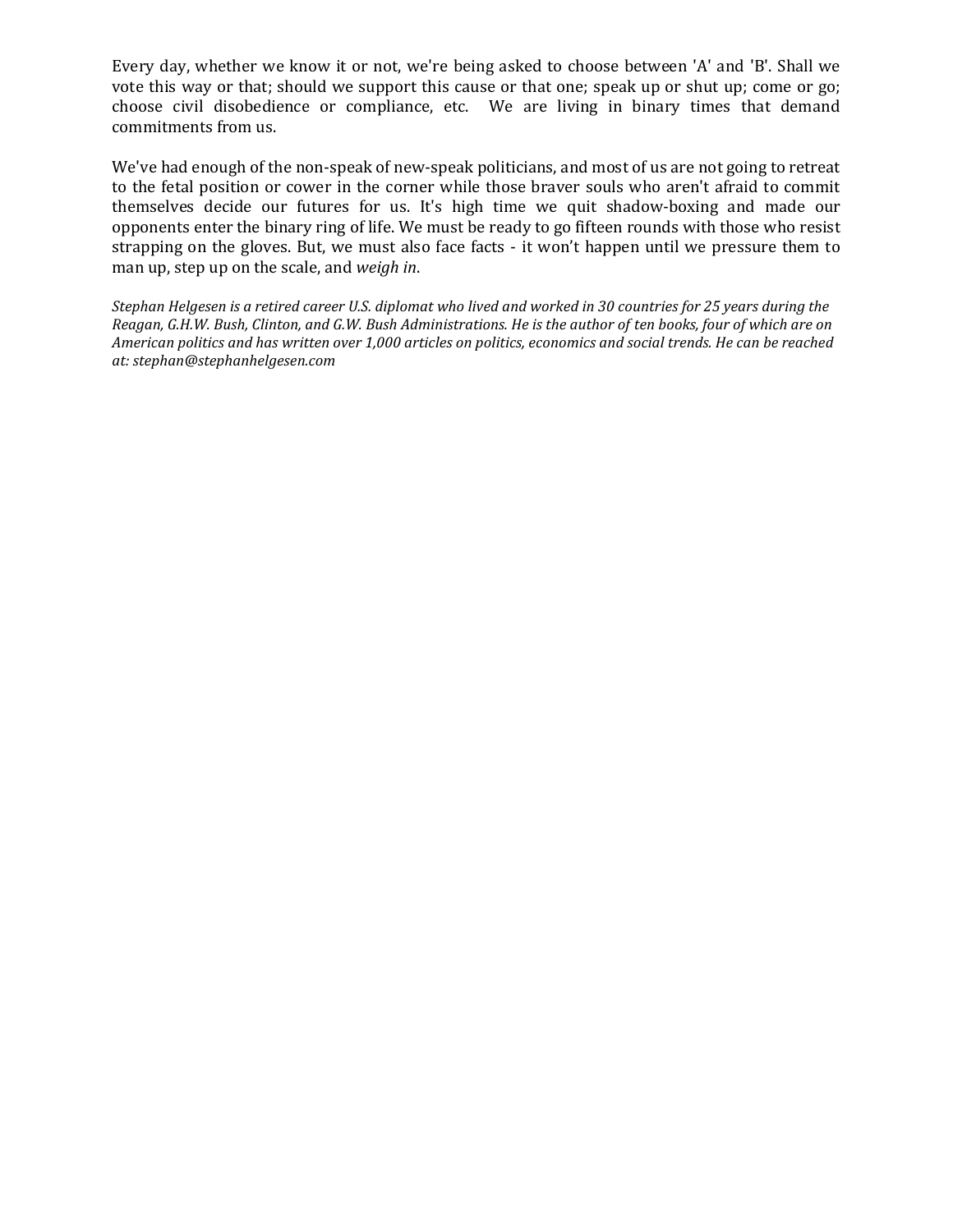Every day, whether we know it or not, we're being asked to choose between 'A' and 'B'. Shall we vote this way or that; should we support this cause or that one; speak up or shut up; come or go; choose civil disobedience or compliance, etc. We are living in binary times that demand commitments from us.

We've had enough of the non-speak of new-speak politicians, and most of us are not going to retreat to the fetal position or cower in the corner while those braver souls who aren't afraid to commit themselves decide our futures for us. It's high time we quit shadow-boxing and made our opponents enter the binary ring of life. We must be ready to go fifteen rounds with those who resist strapping on the gloves. But, we must also face facts - it won't happen until we pressure them to man up, step up on the scale, and *weigh in*.

*Stephan Helgesen is a retired career U.S. diplomat who lived and worked in 30 countries for 25 years during the Reagan, G.H.W. Bush, Clinton, and G.W. Bush Administrations. He is the author of ten books, four of which are on American politics and has written over 1,000 articles on politics, economics and social trends. He can be reached at: stephan@stephanhelgesen.com*